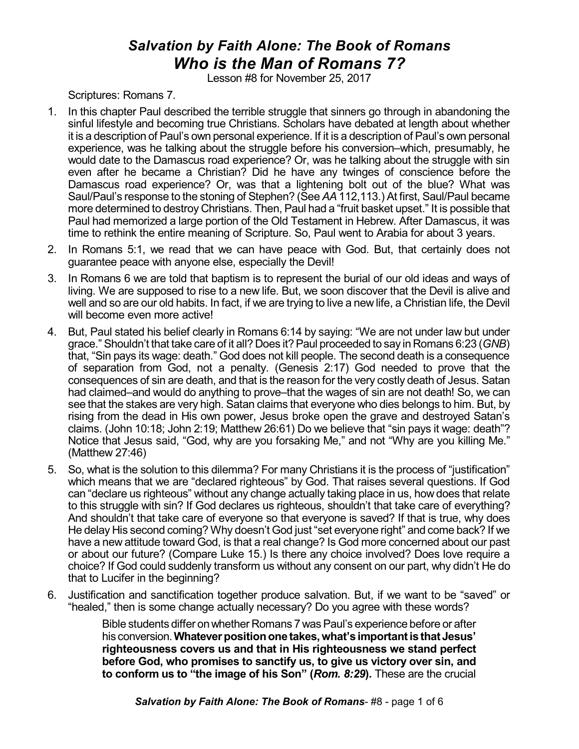# *Salvation by Faith Alone: The Book of Romans*
## *Who is the Man of Romans 7?*

Lesson #8 for November 25, 2017

Scriptures: Romans 7.

1. In this chapter Paul described the terrible struggle that sinners go through in abandoning the sinful lifestyle and becoming true Christians. Scholars have debated at length about whether it is a description of Paul's own personal experience. If it is a description of Paul's own personal experience, was he talking about the struggle before his conversion–which, presumably, he would date to the Damascus road experience? Or, was he talking about the struggle with sin even after he became a Christian? Did he have any twinges of conscience before the Damascus road experience? Or, was that a lightening bolt out of the blue? What was Saul/Paul's response to the stoning of Stephen? (See *AA* 112,113.) At first, Saul/Paul became more determined to destroy Christians. Then, Paul had a "fruit basket upset." It is possible that Paul had memorized a large portion of the Old Testament in Hebrew. After Damascus, it was time to rethink the entire meaning of Scripture. So, Paul went to Arabia for about 3 years.

2. In Romans 5:1, we read that we can have peace with God. But, that certainly does not guarantee peace with anyone else, especially the Devil!

3. In Romans 6 we are told that baptism is to represent the burial of our old ideas and ways of living. We are supposed to rise to a new life. But, we soon discover that the Devil is alive and well and so are our old habits. In fact, if we are trying to live a new life, a Christian life, the Devil will become even more active!

4. But, Paul stated his belief clearly in Romans 6:14 by saying: "We are not under law but under grace." Shouldn't that take care of it all? Does it? Paul proceeded to say in Romans 6:23 (*GNB*) that, "Sin pays its wage: death." God does not kill people. The second death is a consequence of separation from God, not a penalty. (Genesis 2:17) God needed to prove that the consequences of sin are death, and that is the reason for the very costly death of Jesus. Satan had claimed–and would do anything to prove–that the wages of sin are not death! So, we can see that the stakes are very high. Satan claims that everyone who dies belongs to him. But, by rising from the dead in His own power, Jesus broke open the grave and destroyed Satan's claims. (John 10:18; John 2:19; Matthew 26:61) Do we believe that "sin pays it wage: death"? Notice that Jesus said, "God, why are you forsaking Me," and not "Why are you killing Me." (Matthew 27:46)

5. So, what is the solution to this dilemma? For many Christians it is the process of "justification" which means that we are "declared righteous" by God. That raises several questions. If God can "declare us righteous" without any change actually taking place in us, how does that relate to this struggle with sin? If God declares us righteous, shouldn't that take care of everything? And shouldn't that take care of everyone so that everyone is saved? If that is true, why does He delay His second coming? Why doesn't God just "set everyone right" and come back? If we have a new attitude toward God, is that a real change? Is God more concerned about our past or about our future? (Compare Luke 15.) Is there any choice involved? Does love require a choice? If God could suddenly transform us without any consent on our part, why didn't He do that to Lucifer in the beginning?

6. Justification and sanctification together produce salvation. But, if we want to be "saved" or "healed," then is some change actually necessary? Do you agree with these words?

> Bible students differ on whether Romans 7 was Paul's experience before or after his conversion. **Whatever position one takes, what's important is that Jesus' righteousness covers us and that in His righteousness we stand perfect before God, who promises to sanctify us, to give us victory over sin, and to conform us to "the image of his Son" (*Rom. 8:29*).** These are the crucial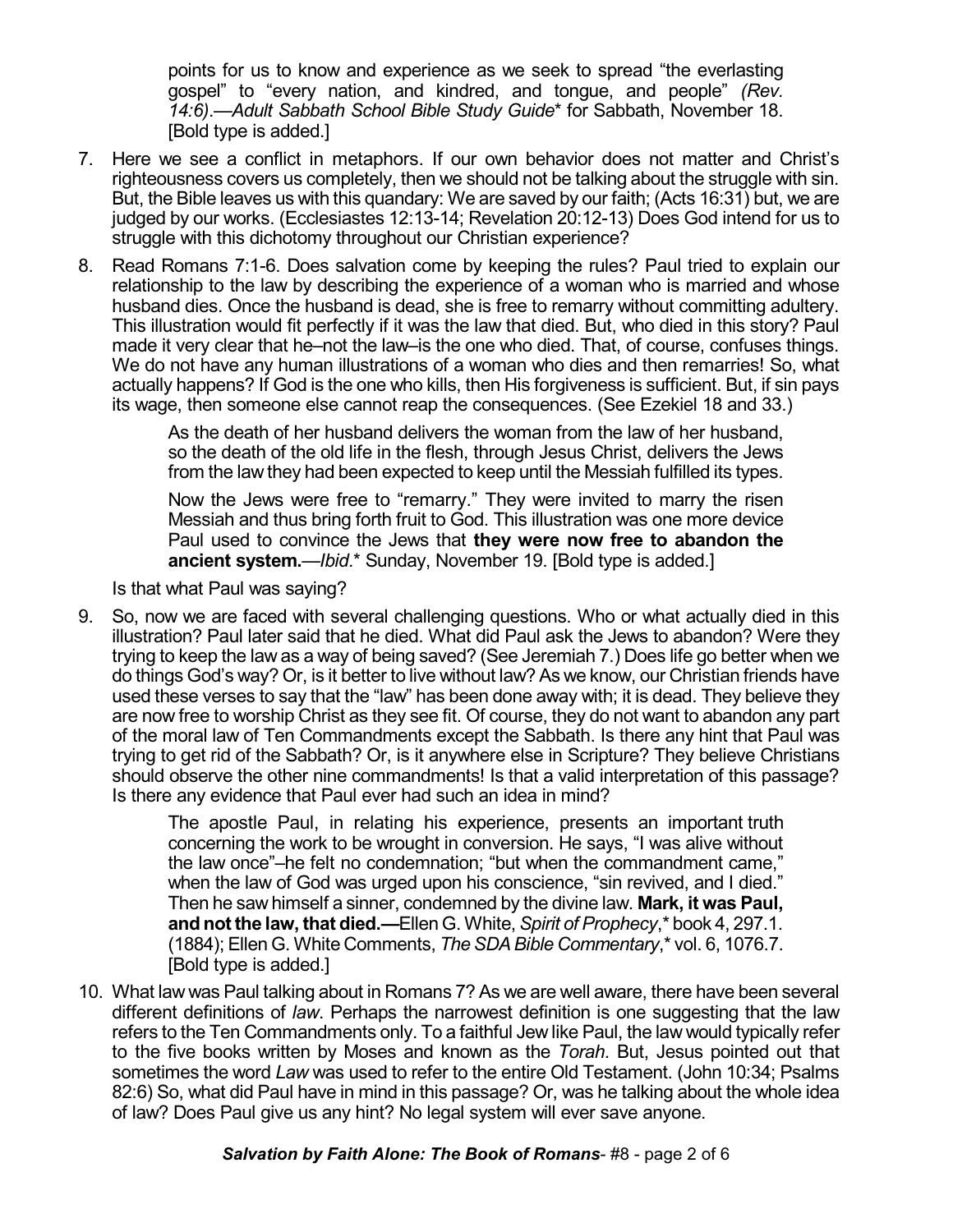points for us to know and experience as we seek to spread "the everlasting gospel" to "every nation, and kindred, and tongue, and people" *(Rev. 14:6)*.—*Adult Sabbath School Bible Study Guide** for Sabbath, November 18. [Bold type is added.]

7. Here we see a conflict in metaphors. If our own behavior does not matter and Christ's righteousness covers us completely, then we should not be talking about the struggle with sin. But, the Bible leaves us with this quandary: We are saved by our faith; (Acts 16:31) but, we are judged by our works. (Ecclesiastes 12:13-14; Revelation 20:12-13) Does God intend for us to struggle with this dichotomy throughout our Christian experience?

8. Read Romans 7:1-6. Does salvation come by keeping the rules? Paul tried to explain our relationship to the law by describing the experience of a woman who is married and whose husband dies. Once the husband is dead, she is free to remarry without committing adultery. This illustration would fit perfectly if it was the law that died. But, who died in this story? Paul made it very clear that he–not the law–is the one who died. That, of course, confuses things. We do not have any human illustrations of a woman who dies and then remarries! So, what actually happens? If God is the one who kills, then His forgiveness is sufficient. But, if sin pays its wage, then someone else cannot reap the consequences. (See Ezekiel 18 and 33.)

   > As the death of her husband delivers the woman from the law of her husband, so the death of the old life in the flesh, through Jesus Christ, delivers the Jews from the law they had been expected to keep until the Messiah fulfilled its types.
   >
   > Now the Jews were free to "remarry." They were invited to marry the risen Messiah and thus bring forth fruit to God. This illustration was one more device Paul used to convince the Jews that **they were now free to abandon the ancient system.**—*Ibid*.* Sunday, November 19. [Bold type is added.]

   Is that what Paul was saying?

9. So, now we are faced with several challenging questions. Who or what actually died in this illustration? Paul later said that he died. What did Paul ask the Jews to abandon? Were they trying to keep the law as a way of being saved? (See Jeremiah 7.) Does life go better when we do things God's way? Or, is it better to live without law? As we know, our Christian friends have used these verses to say that the "law" has been done away with; it is dead. They believe they are now free to worship Christ as they see fit. Of course, they do not want to abandon any part of the moral law of Ten Commandments except the Sabbath. Is there any hint that Paul was trying to get rid of the Sabbath? Or, is it anywhere else in Scripture? They believe Christians should observe the other nine commandments! Is that a valid interpretation of this passage? Is there any evidence that Paul ever had such an idea in mind?

   > The apostle Paul, in relating his experience, presents an important truth concerning the work to be wrought in conversion. He says, "I was alive without the law once"–he felt no condemnation; "but when the commandment came," when the law of God was urged upon his conscience, "sin revived, and I died." Then he saw himself a sinner, condemned by the divine law. **Mark, it was Paul, and not the law, that died.—**Ellen G. White, *Spirit of Prophecy*,* book 4, 297.1. (1884); Ellen G. White Comments, *The SDA Bible Commentary*,* vol. 6, 1076.7. [Bold type is added.]

10. What law was Paul talking about in Romans 7? As we are well aware, there have been several different definitions of *law*. Perhaps the narrowest definition is one suggesting that the law refers to the Ten Commandments only. To a faithful Jew like Paul, the law would typically refer to the five books written by Moses and known as the *Torah*. But, Jesus pointed out that sometimes the word *Law* was used to refer to the entire Old Testament. (John 10:34; Psalms 82:6) So, what did Paul have in mind in this passage? Or, was he talking about the whole idea of law? Does Paul give us any hint? No legal system will ever save anyone.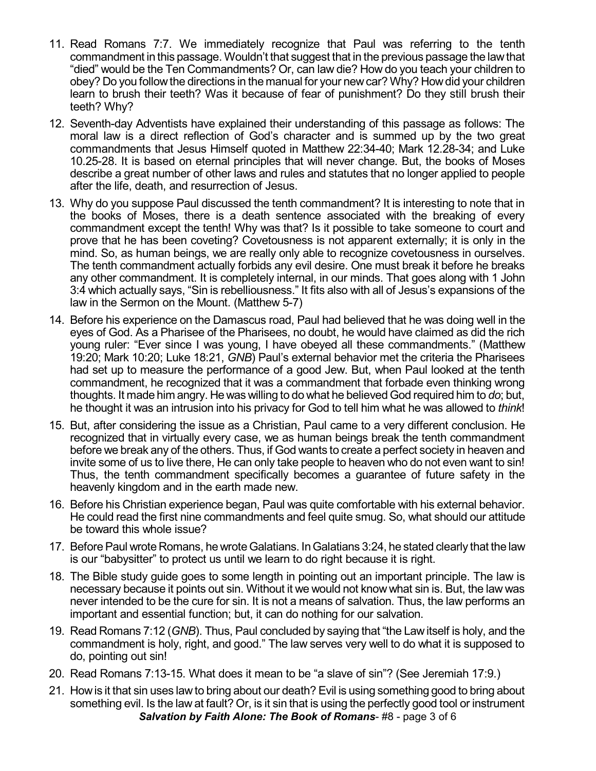11. Read Romans 7:7. We immediately recognize that Paul was referring to the tenth commandment in this passage. Wouldn't that suggest that in the previous passage the law that "died" would be the Ten Commandments? Or, can law die? How do you teach your children to obey? Do you follow the directions in the manual for your new car? Why? How did your children learn to brush their teeth? Was it because of fear of punishment? Do they still brush their teeth? Why?

12. Seventh-day Adventists have explained their understanding of this passage as follows: The moral law is a direct reflection of God's character and is summed up by the two great commandments that Jesus Himself quoted in Matthew 22:34-40; Mark 12.28-34; and Luke 10.25-28. It is based on eternal principles that will never change. But, the books of Moses describe a great number of other laws and rules and statutes that no longer applied to people after the life, death, and resurrection of Jesus.

13. Why do you suppose Paul discussed the tenth commandment? It is interesting to note that in the books of Moses, there is a death sentence associated with the breaking of every commandment except the tenth! Why was that? Is it possible to take someone to court and prove that he has been coveting? Covetousness is not apparent externally; it is only in the mind. So, as human beings, we are really only able to recognize covetousness in ourselves. The tenth commandment actually forbids any evil desire. One must break it before he breaks any other commandment. It is completely internal, in our minds. That goes along with 1 John 3:4 which actually says, "Sin is rebelliousness." It fits also with all of Jesus's expansions of the law in the Sermon on the Mount. (Matthew 5-7)

14. Before his experience on the Damascus road, Paul had believed that he was doing well in the eyes of God. As a Pharisee of the Pharisees, no doubt, he would have claimed as did the rich young ruler: "Ever since I was young, I have obeyed all these commandments." (Matthew 19:20; Mark 10:20; Luke 18:21, *GNB*) Paul's external behavior met the criteria the Pharisees had set up to measure the performance of a good Jew. But, when Paul looked at the tenth commandment, he recognized that it was a commandment that forbade even thinking wrong thoughts. It made him angry. He was willing to do what he believed God required him to *do*; but, he thought it was an intrusion into his privacy for God to tell him what he was allowed to *think*!

15. But, after considering the issue as a Christian, Paul came to a very different conclusion. He recognized that in virtually every case, we as human beings break the tenth commandment before we break any of the others. Thus, if God wants to create a perfect society in heaven and invite some of us to live there, He can only take people to heaven who do not even want to sin! Thus, the tenth commandment specifically becomes a guarantee of future safety in the heavenly kingdom and in the earth made new.

16. Before his Christian experience began, Paul was quite comfortable with his external behavior. He could read the first nine commandments and feel quite smug. So, what should our attitude be toward this whole issue?

17. Before Paul wrote Romans, he wrote Galatians. In Galatians 3:24, he stated clearly that the law is our "babysitter" to protect us until we learn to do right because it is right.

18. The Bible study guide goes to some length in pointing out an important principle. The law is necessary because it points out sin. Without it we would not know what sin is. But, the law was never intended to be the cure for sin. It is not a means of salvation. Thus, the law performs an important and essential function; but, it can do nothing for our salvation.

19. Read Romans 7:12 (*GNB*). Thus, Paul concluded by saying that "the Law itself is holy, and the commandment is holy, right, and good." The law serves very well to do what it is supposed to do, pointing out sin!

20. Read Romans 7:13-15. What does it mean to be "a slave of sin"? (See Jeremiah 17:9.)

21. How is it that sin uses law to bring about our death? Evil is using something good to bring about something evil. Is the law at fault? Or, is it sin that is using the perfectly good tool or instrument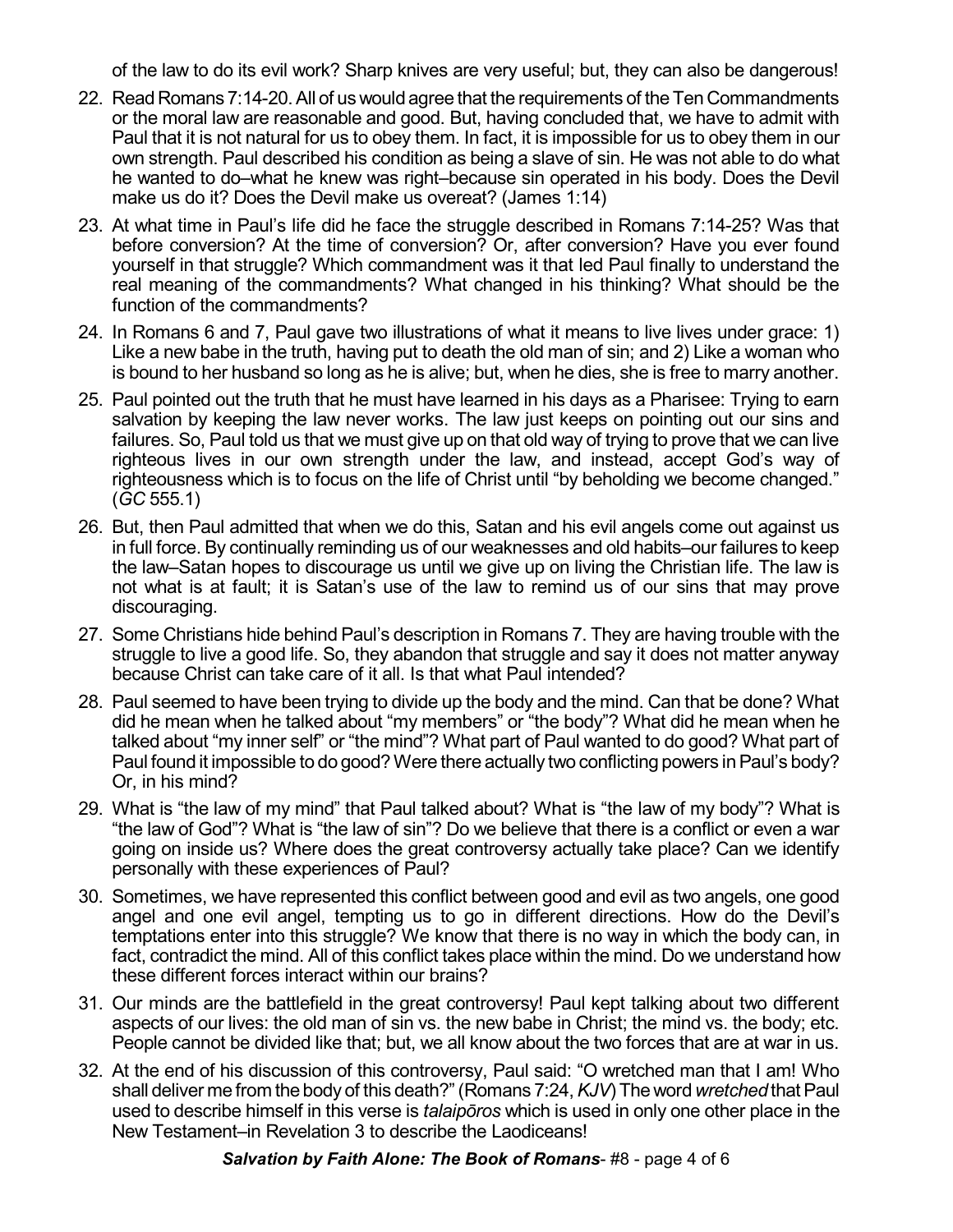of the law to do its evil work? Sharp knives are very useful; but, they can also be dangerous!

22. Read Romans 7:14-20. All of us would agree that the requirements of the Ten Commandments or the moral law are reasonable and good. But, having concluded that, we have to admit with Paul that it is not natural for us to obey them. In fact, it is impossible for us to obey them in our own strength. Paul described his condition as being a slave of sin. He was not able to do what he wanted to do–what he knew was right–because sin operated in his body. Does the Devil make us do it? Does the Devil make us overeat? (James 1:14)
23. At what time in Paul's life did he face the struggle described in Romans 7:14-25? Was that before conversion? At the time of conversion? Or, after conversion? Have you ever found yourself in that struggle? Which commandment was it that led Paul finally to understand the real meaning of the commandments? What changed in his thinking? What should be the function of the commandments?
24. In Romans 6 and 7, Paul gave two illustrations of what it means to live lives under grace: 1) Like a new babe in the truth, having put to death the old man of sin; and 2) Like a woman who is bound to her husband so long as he is alive; but, when he dies, she is free to marry another.
25. Paul pointed out the truth that he must have learned in his days as a Pharisee: Trying to earn salvation by keeping the law never works. The law just keeps on pointing out our sins and failures. So, Paul told us that we must give up on that old way of trying to prove that we can live righteous lives in our own strength under the law, and instead, accept God's way of righteousness which is to focus on the life of Christ until "by beholding we become changed." (*GC* 555.1)
26. But, then Paul admitted that when we do this, Satan and his evil angels come out against us in full force. By continually reminding us of our weaknesses and old habits–our failures to keep the law–Satan hopes to discourage us until we give up on living the Christian life. The law is not what is at fault; it is Satan's use of the law to remind us of our sins that may prove discouraging.
27. Some Christians hide behind Paul's description in Romans 7. They are having trouble with the struggle to live a good life. So, they abandon that struggle and say it does not matter anyway because Christ can take care of it all. Is that what Paul intended?
28. Paul seemed to have been trying to divide up the body and the mind. Can that be done? What did he mean when he talked about "my members" or "the body"? What did he mean when he talked about "my inner self" or "the mind"? What part of Paul wanted to do good? What part of Paul found it impossible to do good? Were there actually two conflicting powers in Paul's body? Or, in his mind?
29. What is "the law of my mind" that Paul talked about? What is "the law of my body"? What is "the law of God"? What is "the law of sin"? Do we believe that there is a conflict or even a war going on inside us? Where does the great controversy actually take place? Can we identify personally with these experiences of Paul?
30. Sometimes, we have represented this conflict between good and evil as two angels, one good angel and one evil angel, tempting us to go in different directions. How do the Devil's temptations enter into this struggle? We know that there is no way in which the body can, in fact, contradict the mind. All of this conflict takes place within the mind. Do we understand how these different forces interact within our brains?
31. Our minds are the battlefield in the great controversy! Paul kept talking about two different aspects of our lives: the old man of sin vs. the new babe in Christ; the mind vs. the body; etc. People cannot be divided like that; but, we all know about the two forces that are at war in us.
32. At the end of his discussion of this controversy, Paul said: "O wretched man that I am! Who shall deliver me from the body of this death?" (Romans 7:24, *KJV*) The word *wretched* that Paul used to describe himself in this verse is *talaipōros* which is used in only one other place in the New Testament–in Revelation 3 to describe the Laodiceans!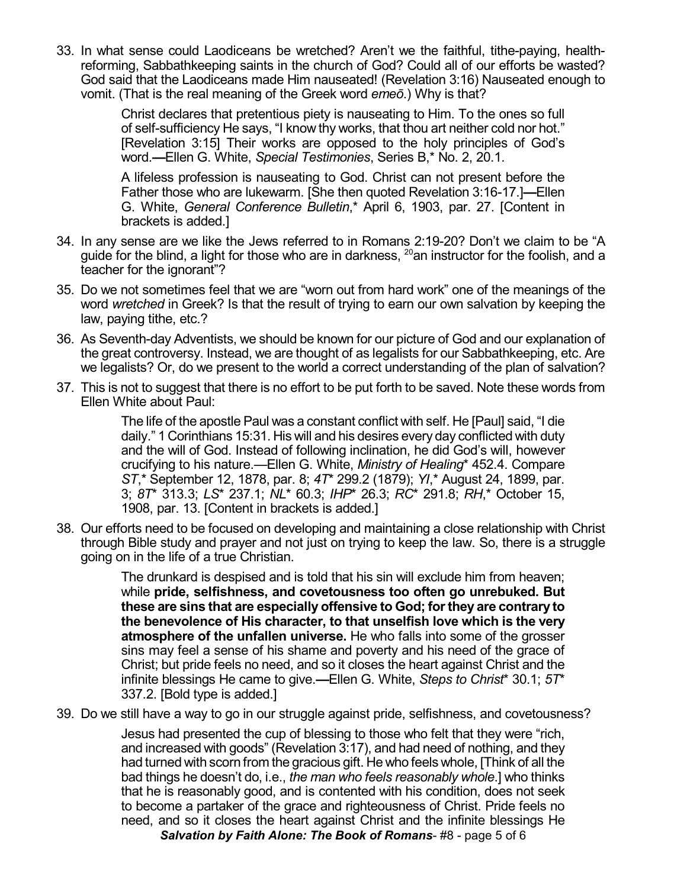33. In what sense could Laodiceans be wretched? Aren't we the faithful, tithe-paying, health-reforming, Sabbathkeeping saints in the church of God? Could all of our efforts be wasted? God said that the Laodiceans made Him nauseated! (Revelation 3:16) Nauseated enough to vomit. (That is the real meaning of the Greek word *emeō*.) Why is that?

    > Christ declares that pretentious piety is nauseating to Him. To the ones so full of self-sufficiency He says, "I know thy works, that thou art neither cold nor hot." [Revelation 3:15] Their works are opposed to the holy principles of God's word.—Ellen G. White, *Special Testimonies*, Series B,* No. 2, 20.1.

    > A lifeless profession is nauseating to God. Christ can not present before the Father those who are lukewarm. [She then quoted Revelation 3:16-17.]—Ellen G. White, *General Conference Bulletin*,* April 6, 1903, par. 27. [Content in brackets is added.]

34. In any sense are we like the Jews referred to in Romans 2:19-20? Don't we claim to be "A guide for the blind, a light for those who are in darkness, [20]an instructor for the foolish, and a teacher for the ignorant"?

35. Do we not sometimes feel that we are "worn out from hard work" one of the meanings of the word *wretched* in Greek? Is that the result of trying to earn our own salvation by keeping the law, paying tithe, etc.?

36. As Seventh-day Adventists, we should be known for our picture of God and our explanation of the great controversy. Instead, we are thought of as legalists for our Sabbathkeeping, etc. Are we legalists? Or, do we present to the world a correct understanding of the plan of salvation?

37. This is not to suggest that there is no effort to be put forth to be saved. Note these words from Ellen White about Paul:

    > The life of the apostle Paul was a constant conflict with self. He [Paul] said, "I die daily." 1 Corinthians 15:31. His will and his desires every day conflicted with duty and the will of God. Instead of following inclination, he did God's will, however crucifying to his nature.—Ellen G. White, *Ministry of Healing** 452.4. Compare *ST*,* September 12, 1878, par. 8; *4T** 299.2 (1879); *YI*,* August 24, 1899, par. 3; *8T** 313.3; *LS** 237.1; *NL** 60.3; *IHP** 26.3; *RC** 291.8; *RH*,* October 15, 1908, par. 13. [Content in brackets is added.]

38. Our efforts need to be focused on developing and maintaining a close relationship with Christ through Bible study and prayer and not just on trying to keep the law. So, there is a struggle going on in the life of a true Christian.

    > The drunkard is despised and is told that his sin will exclude him from heaven; while **pride, selfishness, and covetousness too often go unrebuked. But these are sins that are especially offensive to God; for they are contrary to the benevolence of His character, to that unselfish love which is the very atmosphere of the unfallen universe.** He who falls into some of the grosser sins may feel a sense of his shame and poverty and his need of the grace of Christ; but pride feels no need, and so it closes the heart against Christ and the infinite blessings He came to give.—Ellen G. White, *Steps to Christ** 30.1; *5T** 337.2. [Bold type is added.]

39. Do we still have a way to go in our struggle against pride, selfishness, and covetousness?

    > Jesus had presented the cup of blessing to those who felt that they were "rich, and increased with goods" (Revelation 3:17), and had need of nothing, and they had turned with scorn from the gracious gift. He who feels whole, [Think of all the bad things he doesn't do, i.e., *the man who feels reasonably whole*.] who thinks that he is reasonably good, and is contented with his condition, does not seek to become a partaker of the grace and righteousness of Christ. Pride feels no need, and so it closes the heart against Christ and the infinite blessings He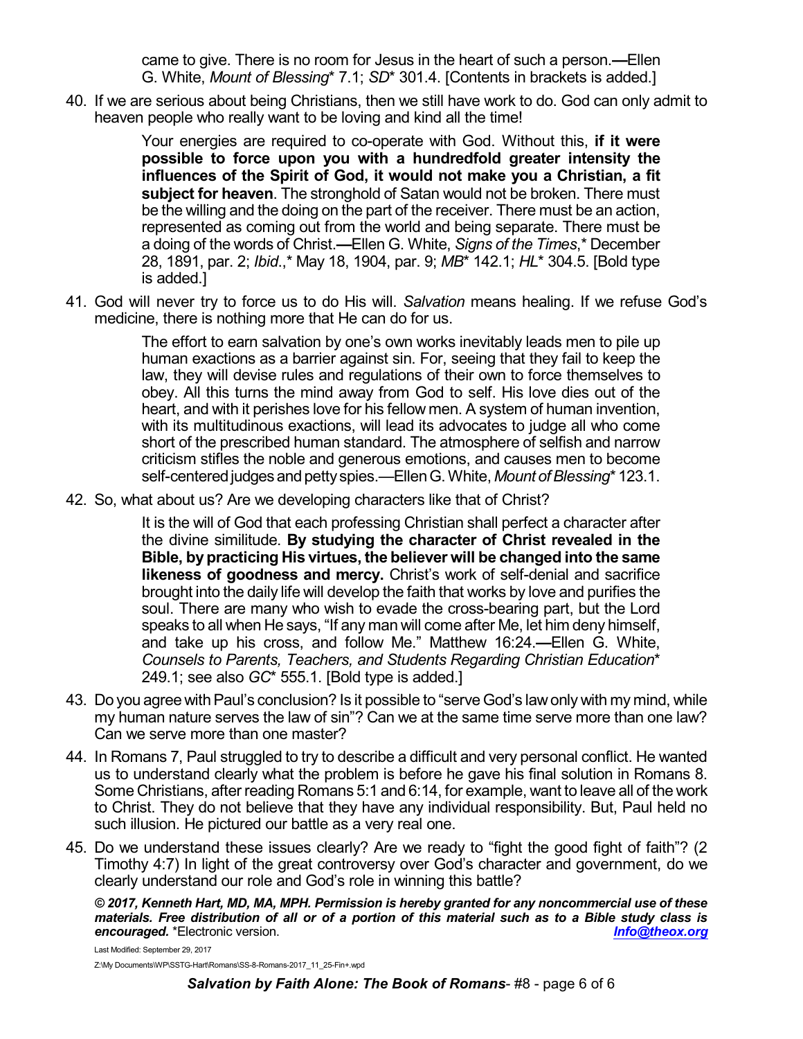came to give. There is no room for Jesus in the heart of such a person.—Ellen G. White, *Mount of Blessing*\* 7.1; *SD*\* 301.4. [Contents in brackets is added.]

40. If we are serious about being Christians, then we still have work to do. God can only admit to heaven people who really want to be loving and kind all the time!

> Your energies are required to co-operate with God. Without this, **if it were possible to force upon you with a hundredfold greater intensity the influences of the Spirit of God, it would not make you a Christian, a fit subject for heaven**. The stronghold of Satan would not be broken. There must be the willing and the doing on the part of the receiver. There must be an action, represented as coming out from the world and being separate. There must be a doing of the words of Christ.—Ellen G. White, *Signs of the Times*,\* December 28, 1891, par. 2; *Ibid*.,\* May 18, 1904, par. 9; *MB*\* 142.1; *HL*\* 304.5. [Bold type is added.]

41. God will never try to force us to do His will. *Salvation* means healing. If we refuse God's medicine, there is nothing more that He can do for us.

> The effort to earn salvation by one's own works inevitably leads men to pile up human exactions as a barrier against sin. For, seeing that they fail to keep the law, they will devise rules and regulations of their own to force themselves to obey. All this turns the mind away from God to self. His love dies out of the heart, and with it perishes love for his fellow men. A system of human invention, with its multitudinous exactions, will lead its advocates to judge all who come short of the prescribed human standard. The atmosphere of selfish and narrow criticism stifles the noble and generous emotions, and causes men to become self-centered judges and petty spies.—Ellen G. White, *Mount of Blessing*\* 123.1.

42. So, what about us? Are we developing characters like that of Christ?

> It is the will of God that each professing Christian shall perfect a character after the divine similitude. **By studying the character of Christ revealed in the Bible, by practicing His virtues, the believer will be changed into the same likeness of goodness and mercy.** Christ's work of self-denial and sacrifice brought into the daily life will develop the faith that works by love and purifies the soul. There are many who wish to evade the cross-bearing part, but the Lord speaks to all when He says, "If any man will come after Me, let him deny himself, and take up his cross, and follow Me." Matthew 16:24.—Ellen G. White, *Counsels to Parents, Teachers, and Students Regarding Christian Education*\* 249.1; see also *GC*\* 555.1. [Bold type is added.]

43. Do you agree with Paul's conclusion? Is it possible to "serve God's law only with my mind, while my human nature serves the law of sin"? Can we at the same time serve more than one law? Can we serve more than one master?

44. In Romans 7, Paul struggled to try to describe a difficult and very personal conflict. He wanted us to understand clearly what the problem is before he gave his final solution in Romans 8. Some Christians, after reading Romans 5:1 and 6:14, for example, want to leave all of the work to Christ. They do not believe that they have any individual responsibility. But, Paul held no such illusion. He pictured our battle as a very real one.

45. Do we understand these issues clearly? Are we ready to "fight the good fight of faith"? (2 Timothy 4:7) In light of the great controversy over God's character and government, do we clearly understand our role and God's role in winning this battle?

***© 2017, Kenneth Hart, MD, MA, MPH. Permission is hereby granted for any noncommercial use of these materials. Free distribution of all or of a portion of this material such as to a Bible study class is encouraged.*** \*Electronic version. ***Info@theox.org***

Last Modified: September 29, 2017

Z:\My Documents\WP\SSTG-Hart\Romans\SS-8-Romans-2017_11_25-Fin+.wpd